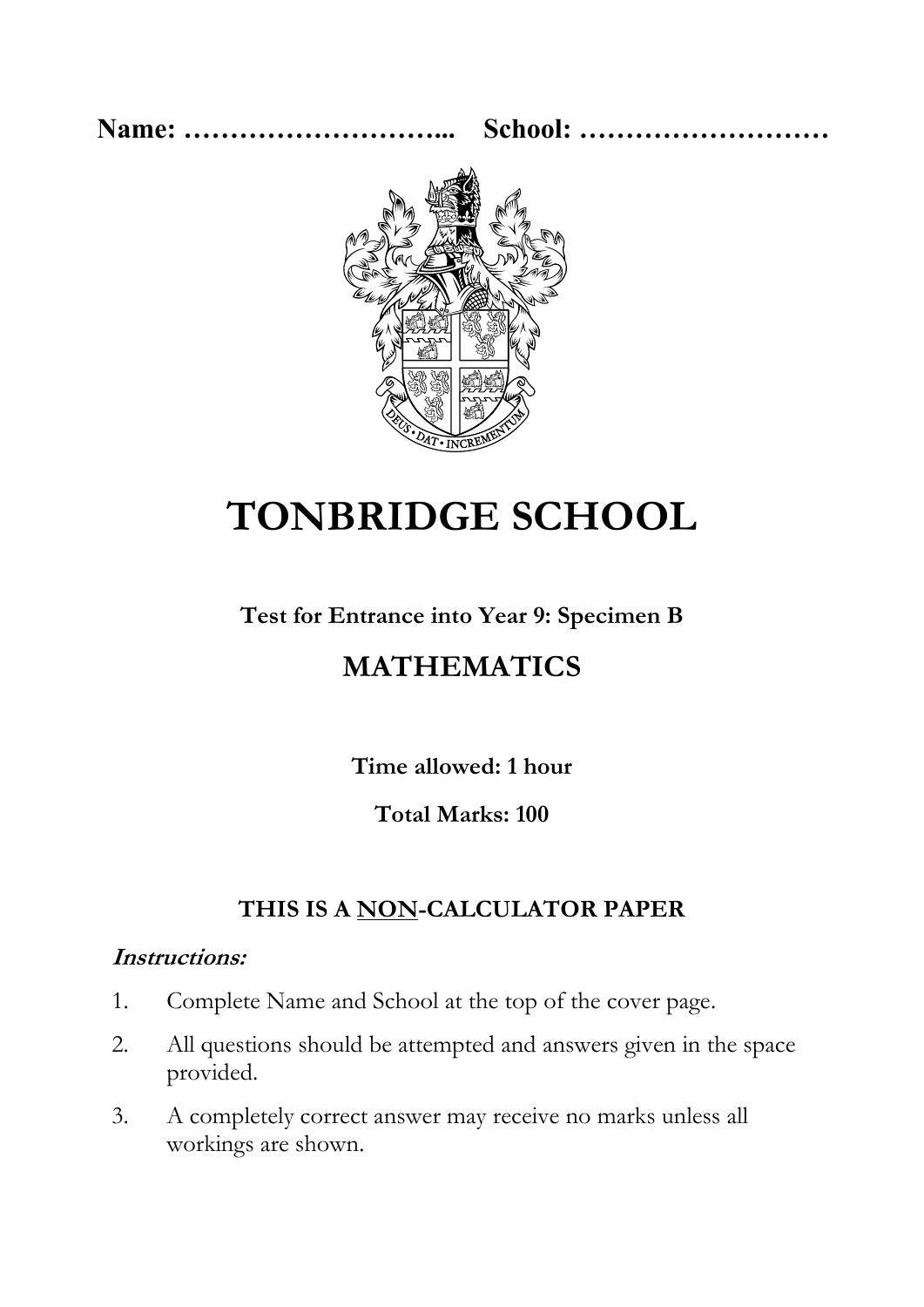**Name: ………………………... School: ………………………**

# TONBRIDGE SCHOOL

**Test for Entrance into Year 9: Specimen B**

## MATHEMATICS

**Time allowed: 1 hour**

**Total Marks: 100**

**THIS IS A NON-CALCULATOR PAPER**

***Instructions:***

1. Complete Name and School at the top of the cover page.
2. All questions should be attempted and answers given in the space provided.
3. A completely correct answer may receive no marks unless all workings are shown.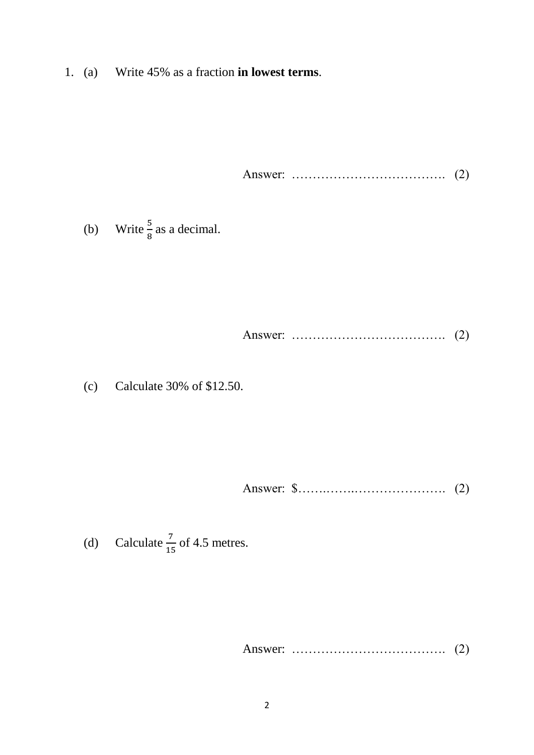1. (a) Write 45% as a fraction **in lowest terms**.

Answer: ………………………………. (2)

(b) Write $\frac{5}{8}$ as a decimal.

Answer: ………………………………. (2)

(c) Calculate 30% of $12.50.

Answer: $………………………………. (2)

(d) Calculate $\frac{7}{15}$ of 4.5 metres.

Answer: ………………………………. (2)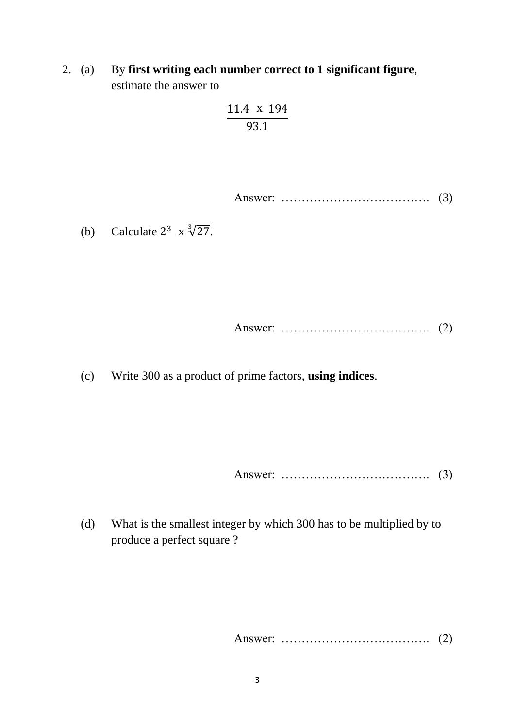2. (a) By **first writing each number correct to 1 significant figure**, estimate the answer to

$$\frac{11.4 \times 194}{93.1}$$

Answer: ………………………………. (3)

(b) Calculate $2^3 \times \sqrt[3]{27}$.

Answer: ………………………………. (2)

(c) Write 300 as a product of prime factors, **using indices**.

Answer: ………………………………. (3)

(d) What is the smallest integer by which 300 has to be multiplied by to produce a perfect square ?

Answer: ………………………………. (2)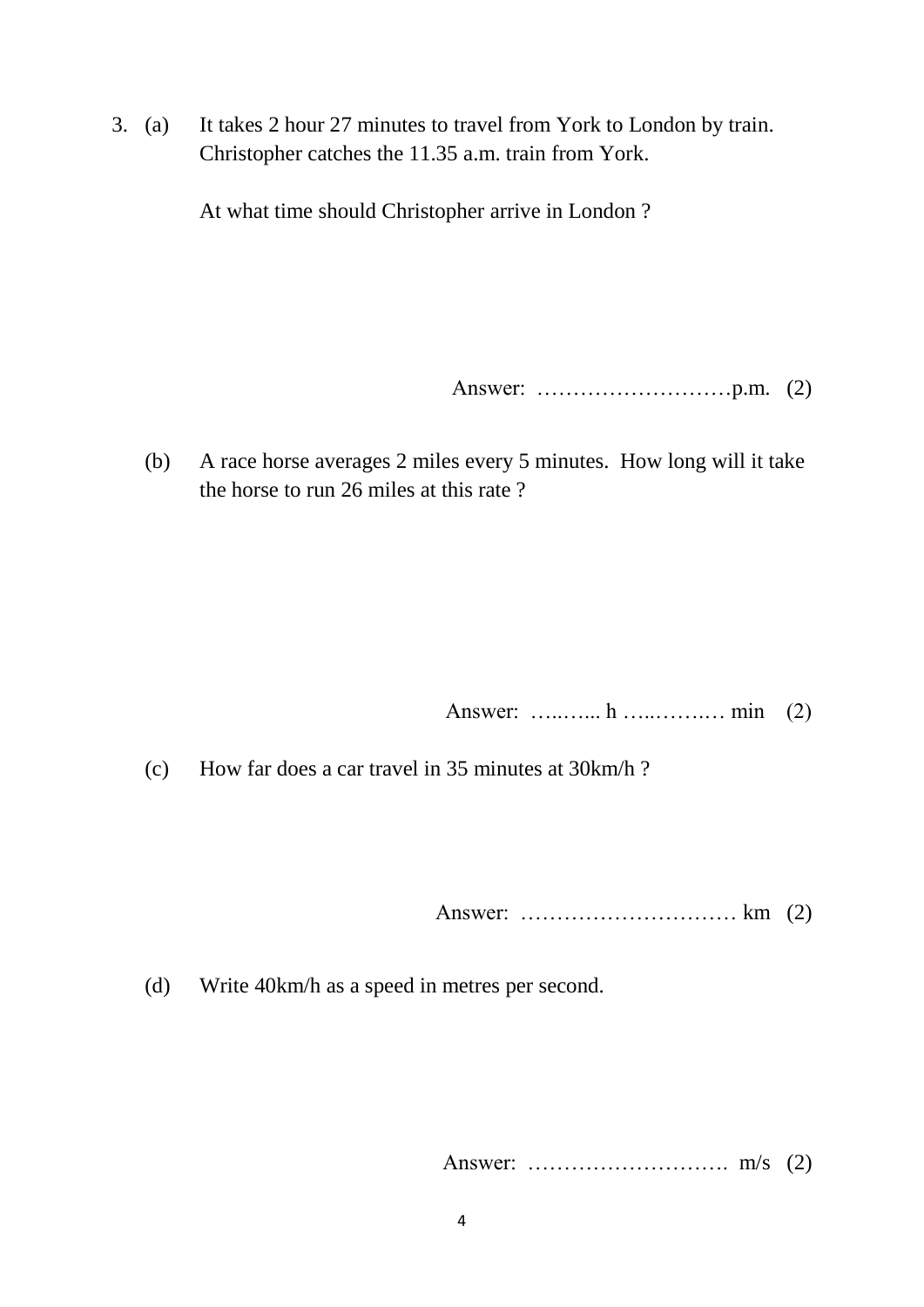3. (a) It takes 2 hour 27 minutes to travel from York to London by train. Christopher catches the 11.35 a.m. train from York.

   At what time should Christopher arrive in London ?

   Answer: ………………………p.m. (2)

   (b) A race horse averages 2 miles every 5 minutes. How long will it take the horse to run 26 miles at this rate ?

   Answer: …..…... h …..…….… min (2)

   (c) How far does a car travel in 35 minutes at 30km/h ?

   Answer: ………………………… km (2)

   (d) Write 40km/h as a speed in metres per second.

   Answer: ………………………. m/s (2)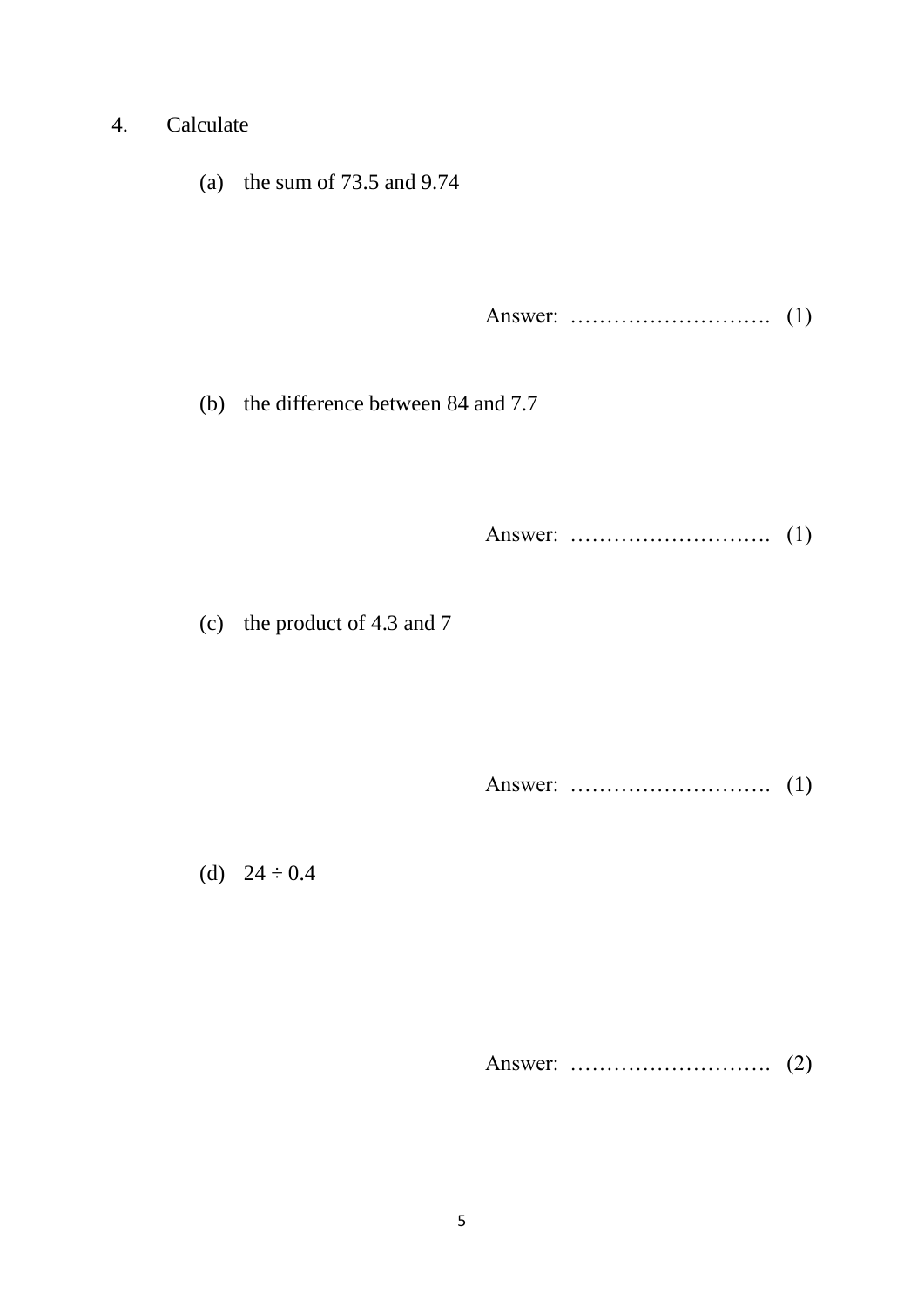4. Calculate

(a) the sum of 73.5 and 9.74

Answer: ………………………. (1)

(b) the difference between 84 and 7.7

Answer: ………………………. (1)

(c) the product of 4.3 and 7

Answer: ………………………. (1)

(d) $24 \div 0.4$

Answer: ………………………. (2)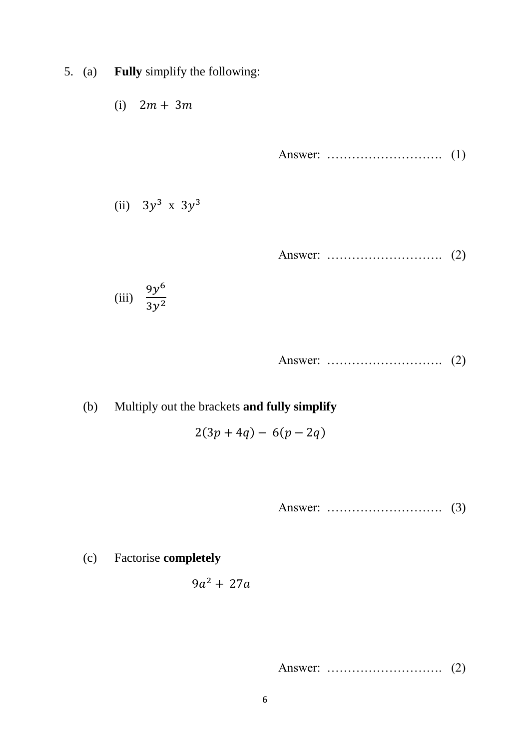5. (a) **Fully** simplify the following:

   (i) $2m + 3m$

   Answer: ………………………. (1)

   (ii) $3y^3$ x $3y^3$

   Answer: ………………………. (2)

   (iii) $\frac{9y^6}{3y^2}$

   Answer: ………………………. (2)

   (b) Multiply out the brackets **and fully simplify**

$$2(3p + 4q) - 6(p - 2q)$$

   Answer: ………………………. (3)

   (c) Factorise **completely**

$$9a^2 + 27a$$

   Answer: ………………………. (2)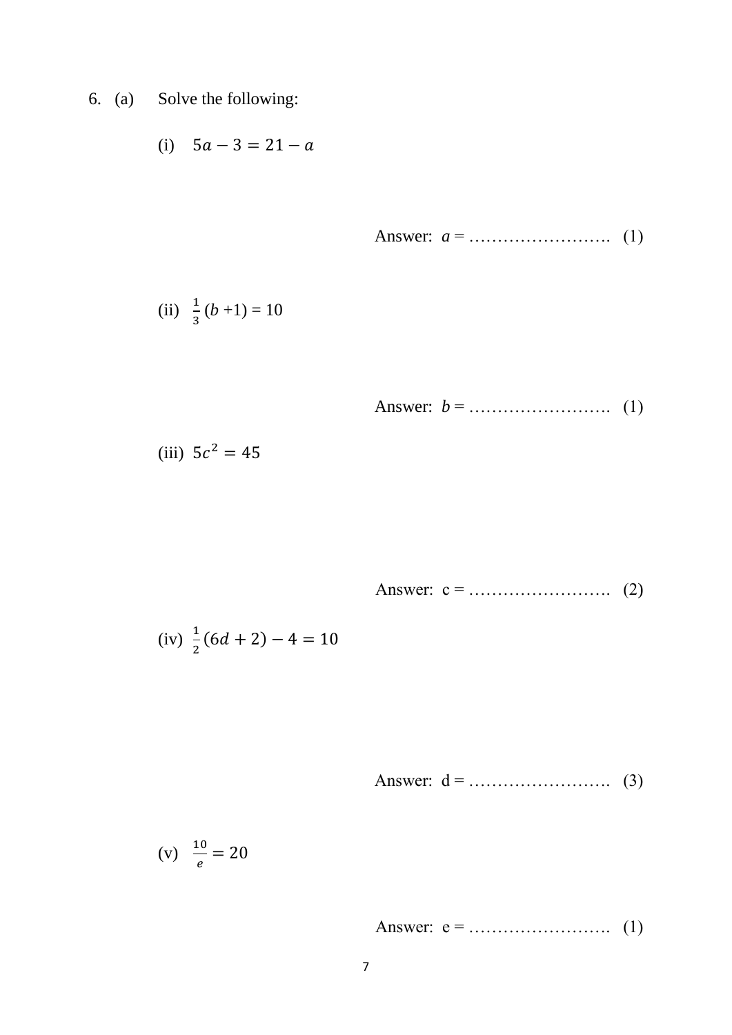6. (a) Solve the following:

(i) $5a - 3 = 21 - a$

Answer: $a$ = ……………………. (1)

(ii) $\frac{1}{3}(b + 1) = 10$

Answer: $b$ = ……………………. (1)

(iii) $5c^2 = 45$

Answer: c = ……………………. (2)

(iv) $\frac{1}{2}(6d + 2) - 4 = 10$

Answer: d = ……………………. (3)

(v) $\frac{10}{e} = 20$

Answer: e = ……………………. (1)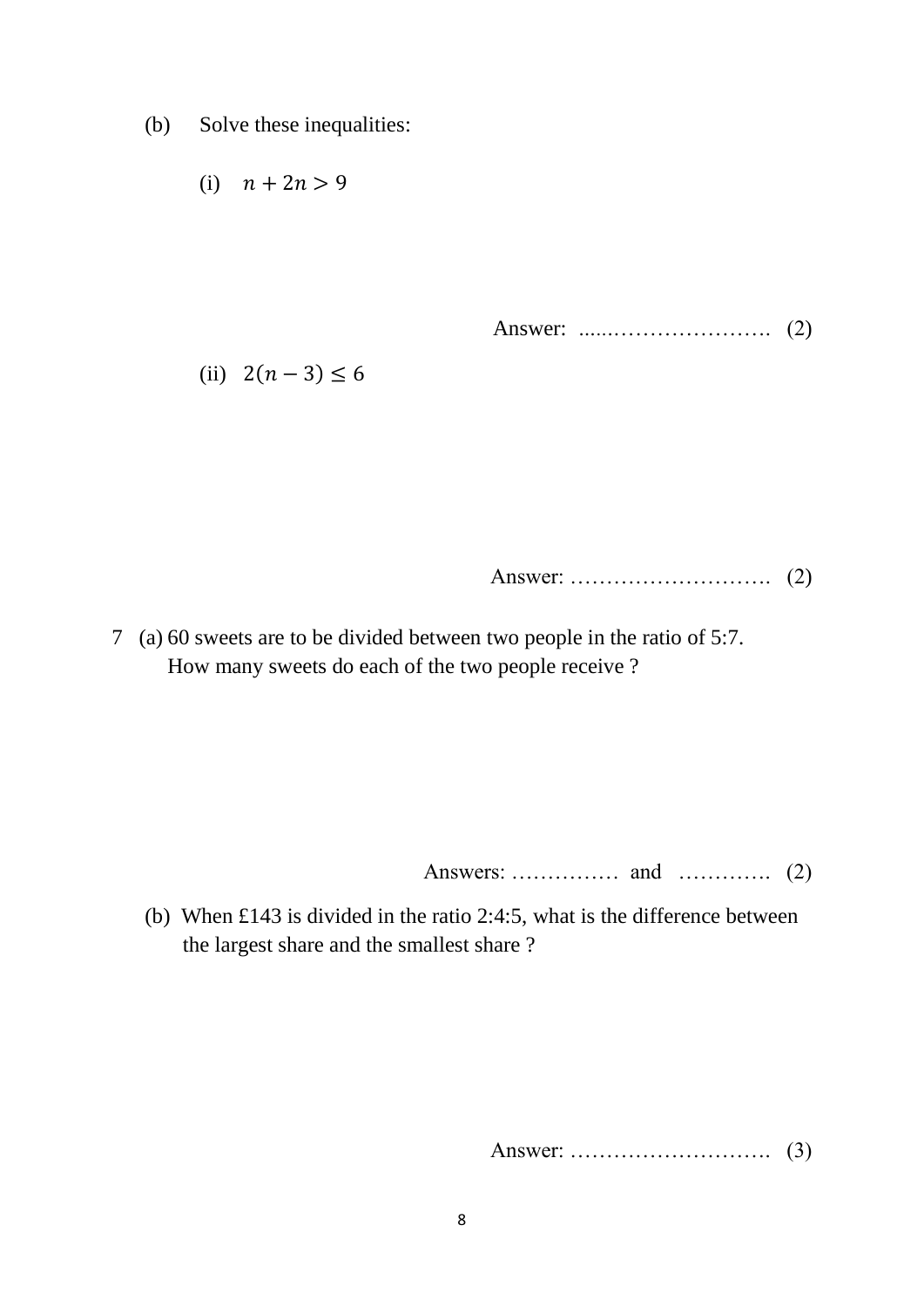(b) Solve these inequalities:

(i) $n + 2n > 9$

Answer: ......………………….  (2)

(ii) $2(n - 3) \leq 6$

Answer: ……………………….  (2)

7 (a) 60 sweets are to be divided between two people in the ratio of 5:7. How many sweets do each of the two people receive ?

Answers: ……………  and  ………….  (2)

(b) When £143 is divided in the ratio 2:4:5, what is the difference between the largest share and the smallest share ?

Answer: ……………………….  (3)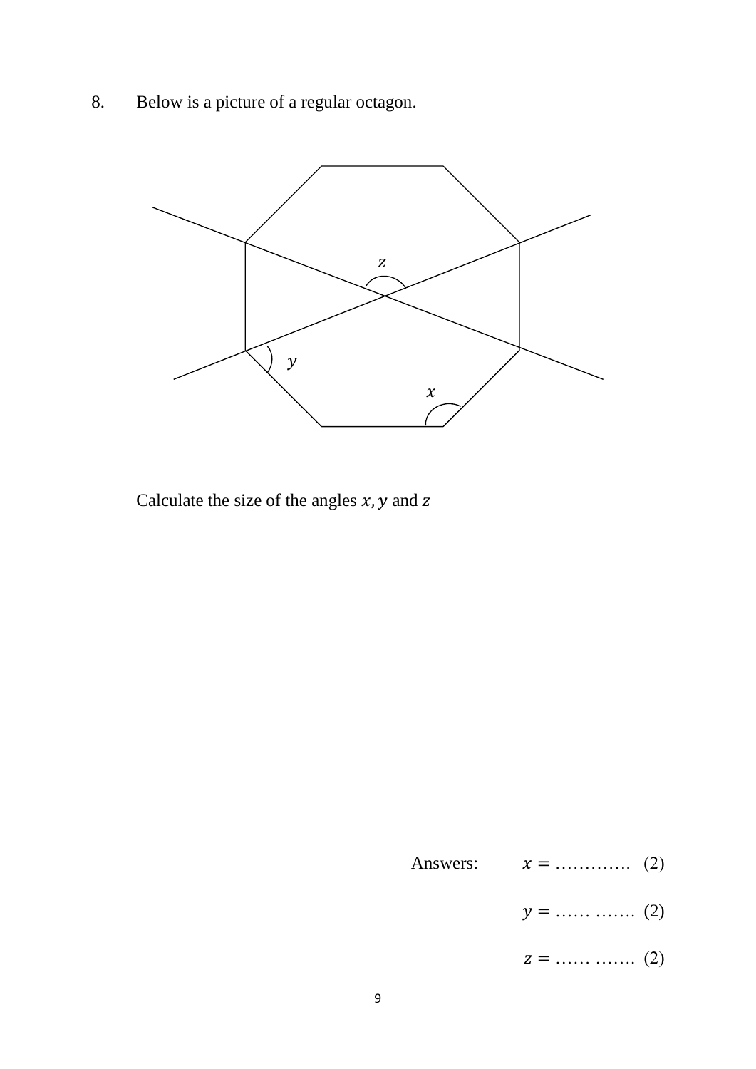8. Below is a picture of a regular octagon.

Calculate the size of the angles $x, y$ and $z$

Answers: $x =$ …………. (2)

$y =$ …… ……. (2)

$z =$ …… ……. (2)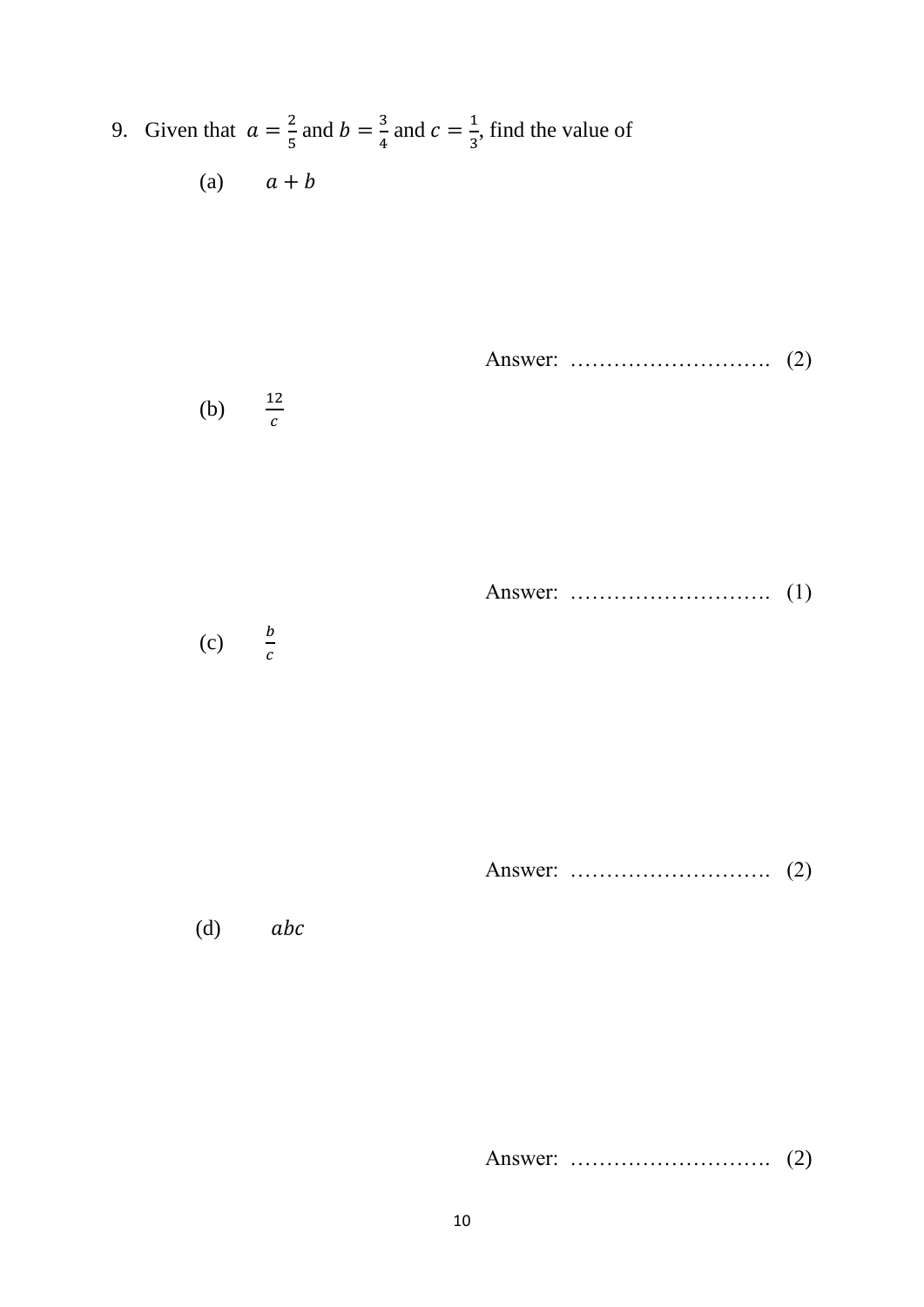9. Given that $a = \frac{2}{5}$ and $b = \frac{3}{4}$ and $c = \frac{1}{3}$, find the value of

(a) $a + b$

Answer: ………………………. (2)

(b) $\frac{12}{c}$

Answer: ………………………. (1)

(c) $\frac{b}{c}$

Answer: ………………………. (2)

(d) $abc$

Answer: ………………………. (2)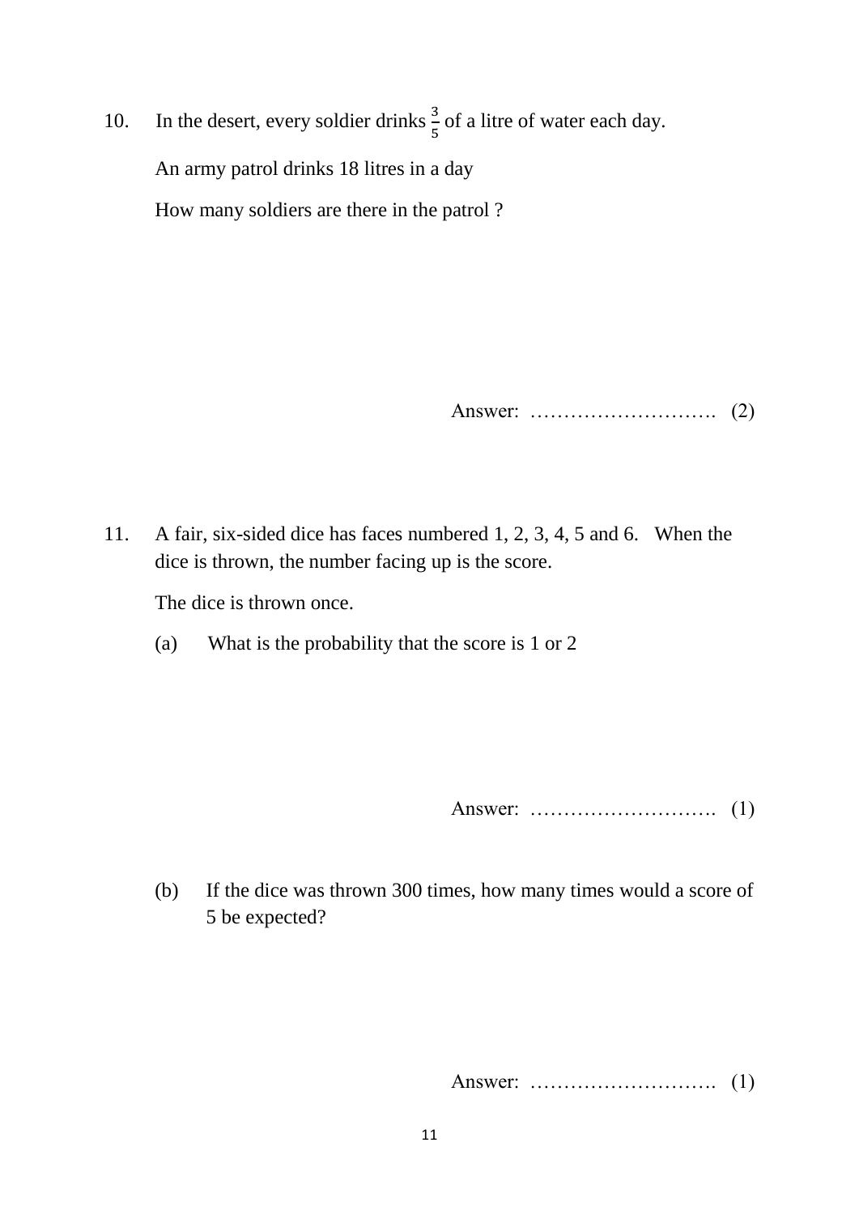10. In the desert, every soldier drinks $\frac{3}{5}$ of a litre of water each day.

    An army patrol drinks 18 litres in a day

    How many soldiers are there in the patrol ?

Answer: ………………………. (2)

11. A fair, six-sided dice has faces numbered 1, 2, 3, 4, 5 and 6. When the dice is thrown, the number facing up is the score.

    The dice is thrown once.

    (a) What is the probability that the score is 1 or 2

Answer: ………………………. (1)

    (b) If the dice was thrown 300 times, how many times would a score of 5 be expected?

Answer: ………………………. (1)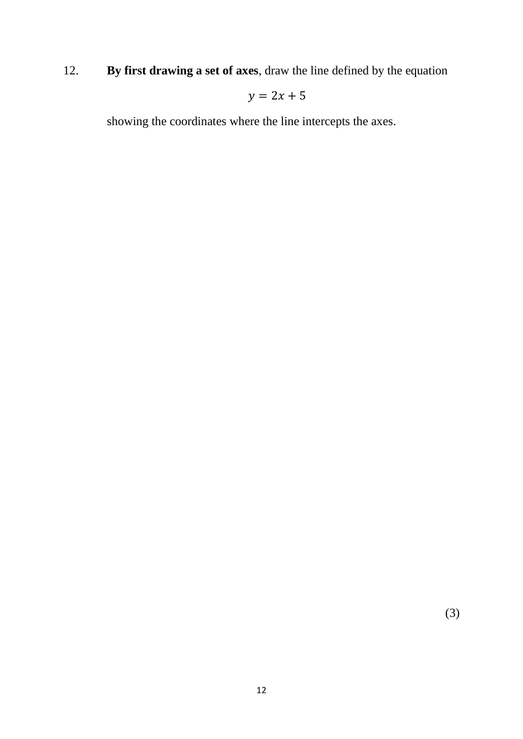12. **By first drawing a set of axes**, draw the line defined by the equation

$$y = 2x + 5$$

showing the coordinates where the line intercepts the axes.

(3)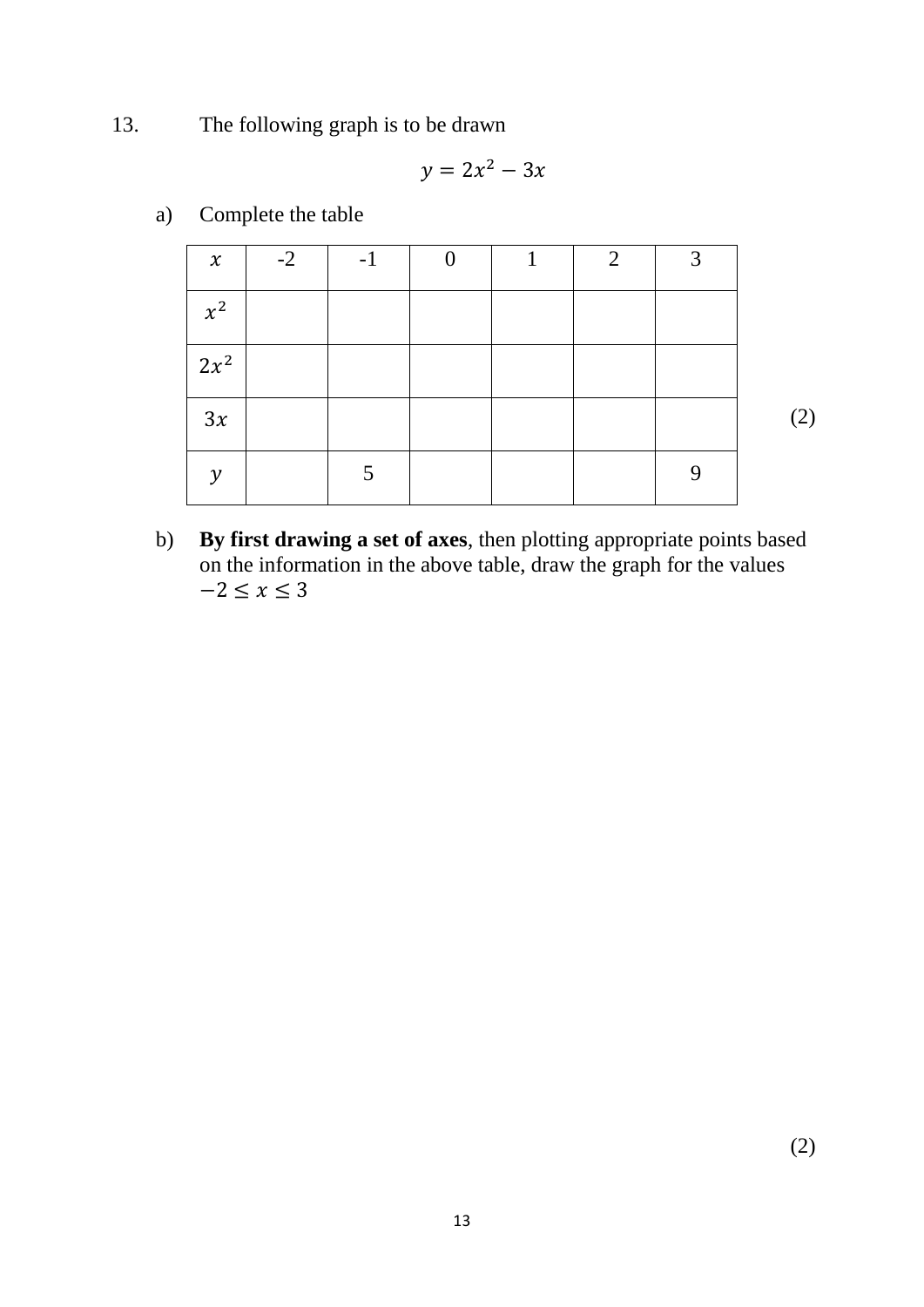13. The following graph is to be drawn

$$y = 2x^2 - 3x$$

a) Complete the table

| $x$ | -2 | -1 | 0 | 1 | 2 | 3 |
|---|---|---|---|---|---|---|
| $x^2$ | | | | | | |
| $2x^2$ | | | | | | |
| $3x$ | | | | | | |
| $y$ | | 5 | | | | 9 |

(2)

b) **By first drawing a set of axes**, then plotting appropriate points based on the information in the above table, draw the graph for the values $-2 \leq x \leq 3$

(2)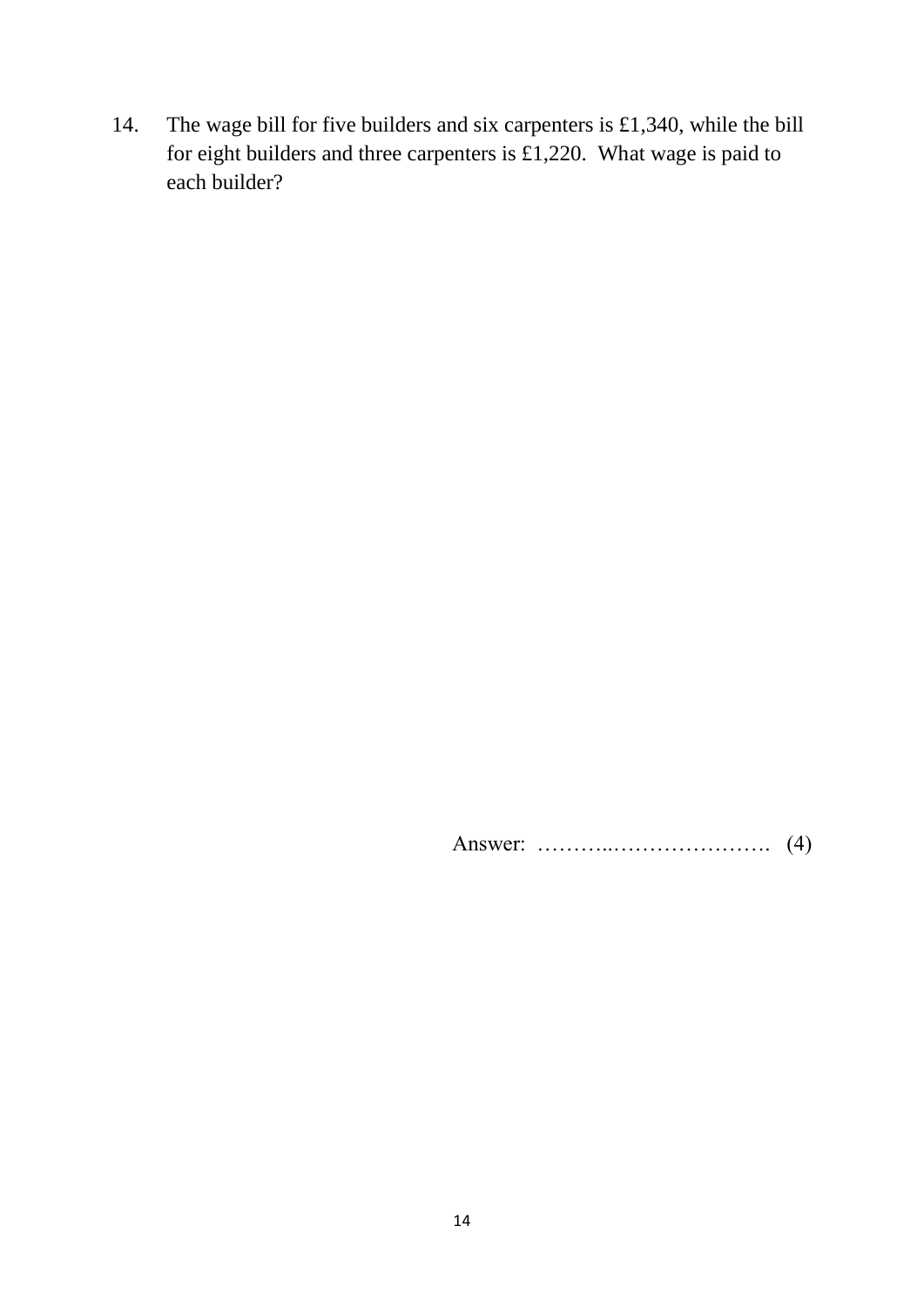14. The wage bill for five builders and six carpenters is £1,340, while the bill for eight builders and three carpenters is £1,220. What wage is paid to each builder?

Answer: ………..…………………. (4)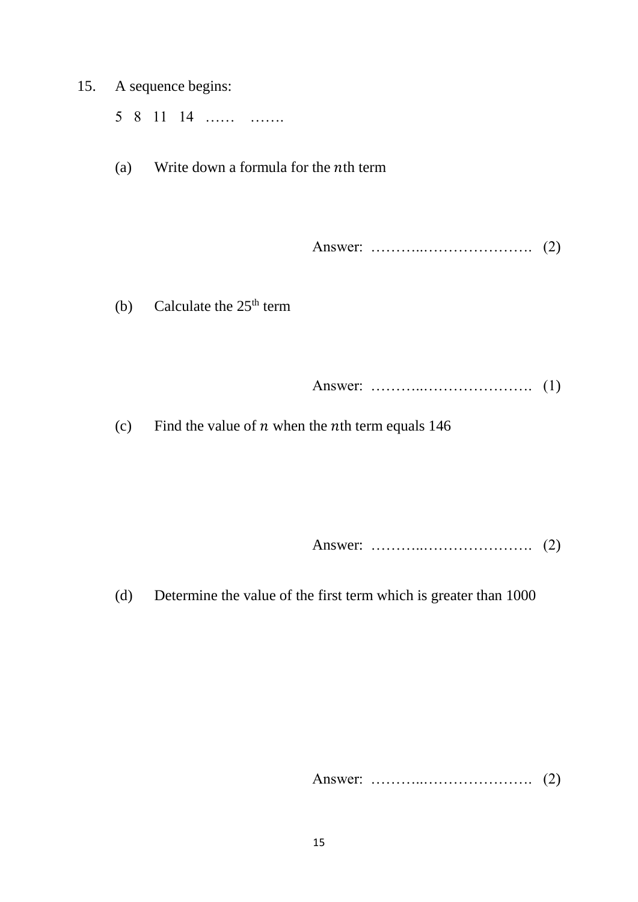15. A sequence begins:

    5   8   11   14   ……   …….

    (a) Write down a formula for the $n$th term

    Answer: ………..…………………. (2)

    (b) Calculate the 25th term

    Answer: ………..…………………. (1)

    (c) Find the value of $n$ when the $n$th term equals 146

    Answer: ………..…………………. (2)

    (d) Determine the value of the first term which is greater than 1000

    Answer: ………..…………………. (2)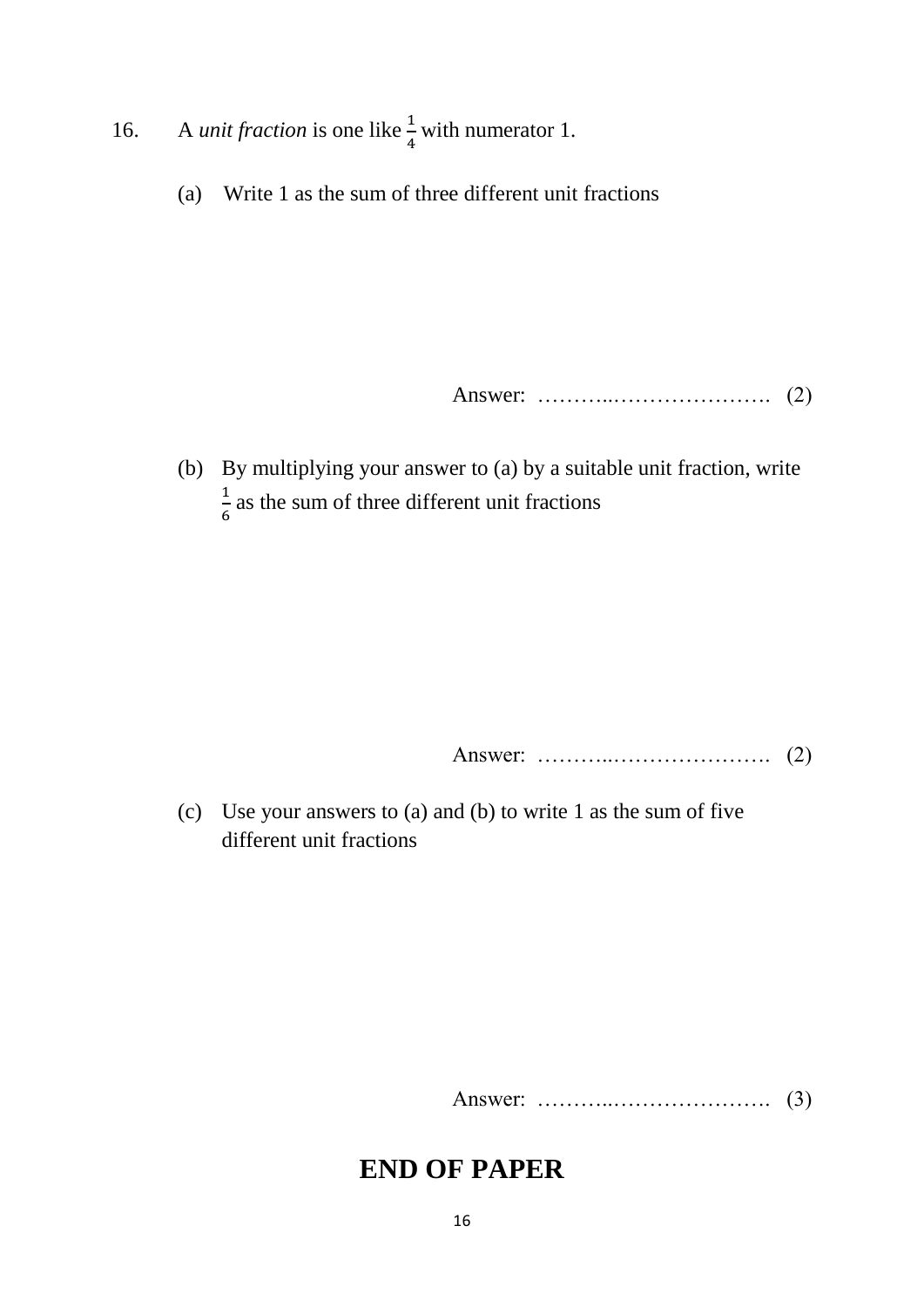16. A *unit fraction* is one like $\frac{1}{4}$ with numerator 1.

(a) Write 1 as the sum of three different unit fractions

Answer: ………..…………………. (2)

(b) By multiplying your answer to (a) by a suitable unit fraction, write $\frac{1}{6}$ as the sum of three different unit fractions

Answer: ………..…………………. (2)

(c) Use your answers to (a) and (b) to write 1 as the sum of five different unit fractions

Answer: ………..…………………. (3)

## END OF PAPER